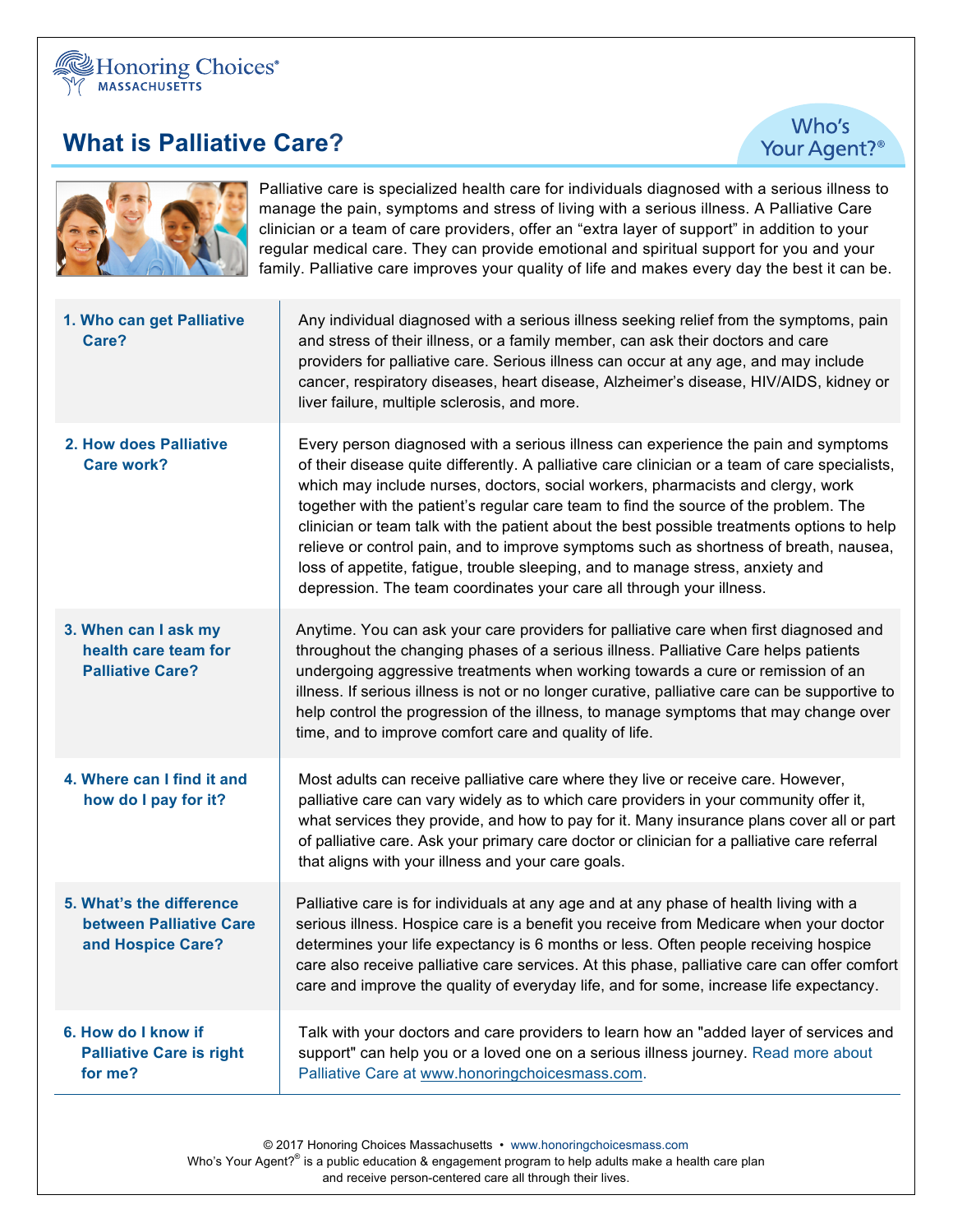Honoring Choices® MASSACHUSETTS

# What is Palliative Care?

Who's Your Agent?®

Palliative care is specialized health care for individuals diagnosed with a serious illness to manage the pain, symptoms and stress of living with a serious illness. A Palliative Care clinician or a team of care providers, offer an "extra layer of support" in addition to your regular medical care. They can provide emotional and spiritual support for you and your family. Palliative care improves your quality of life and makes every day the best it can be.

| | |
|---|---|
| **1. Who can get Palliative Care?** | Any individual diagnosed with a serious illness seeking relief from the symptoms, pain and stress of their illness, or a family member, can ask their doctors and care providers for palliative care. Serious illness can occur at any age, and may include cancer, respiratory diseases, heart disease, Alzheimer's disease, HIV/AIDS, kidney or liver failure, multiple sclerosis, and more. |
| **2. How does Palliative Care work?** | Every person diagnosed with a serious illness can experience the pain and symptoms of their disease quite differently. A palliative care clinician or a team of care specialists, which may include nurses, doctors, social workers, pharmacists and clergy, work together with the patient's regular care team to find the source of the problem. The clinician or team talk with the patient about the best possible treatments options to help relieve or control pain, and to improve symptoms such as shortness of breath, nausea, loss of appetite, fatigue, trouble sleeping, and to manage stress, anxiety and depression. The team coordinates your care all through your illness. |
| **3. When can I ask my health care team for Palliative Care?** | Anytime. You can ask your care providers for palliative care when first diagnosed and throughout the changing phases of a serious illness. Palliative Care helps patients undergoing aggressive treatments when working towards a cure or remission of an illness. If serious illness is not or no longer curative, palliative care can be supportive to help control the progression of the illness, to manage symptoms that may change over time, and to improve comfort care and quality of life. |
| **4. Where can I find it and how do I pay for it?** | Most adults can receive palliative care where they live or receive care. However, palliative care can vary widely as to which care providers in your community offer it, what services they provide, and how to pay for it. Many insurance plans cover all or part of palliative care. Ask your primary care doctor or clinician for a palliative care referral that aligns with your illness and your care goals. |
| **5. What's the difference between Palliative Care and Hospice Care?** | Palliative care is for individuals at any age and at any phase of health living with a serious illness. Hospice care is a benefit you receive from Medicare when your doctor determines your life expectancy is 6 months or less. Often people receiving hospice care also receive palliative care services. At this phase, palliative care can offer comfort care and improve the quality of everyday life, and for some, increase life expectancy. |
| **6. How do I know if Palliative Care is right for me?** | Talk with your doctors and care providers to learn how an "added layer of services and support" can help you or a loved one on a serious illness journey. Read more about Palliative Care at www.honoringchoicesmass.com. |

© 2017 Honoring Choices Massachusetts • www.honoringchoicesmass.com
Who's Your Agent?® is a public education & engagement program to help adults make a health care plan and receive person-centered care all through their lives.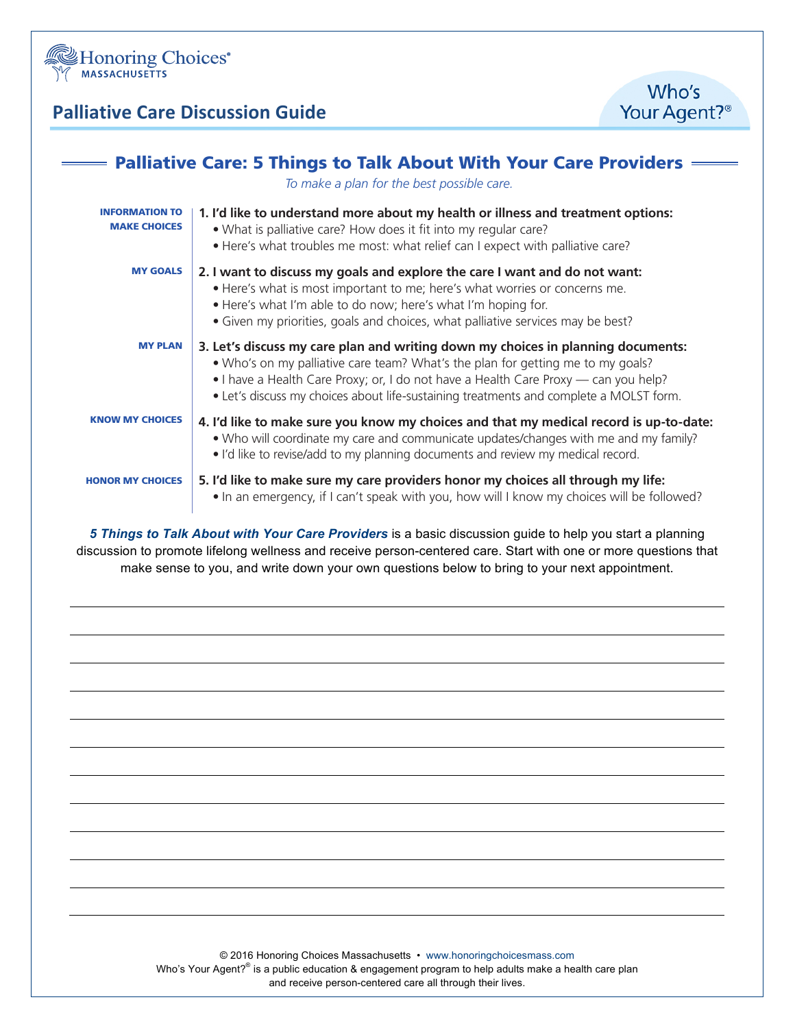Honoring Choices® MASSACHUSETTS

# Palliative Care Discussion Guide

Who's Your Agent?®

## Palliative Care: 5 Things to Talk About With Your Care Providers

*To make a plan for the best possible care.*

**INFORMATION TO MAKE CHOICES**

**1. I'd like to understand more about my health or illness and treatment options:**
- What is palliative care? How does it fit into my regular care?
- Here's what troubles me most: what relief can I expect with palliative care?

**MY GOALS**

**2. I want to discuss my goals and explore the care I want and do not want:**
- Here's what is most important to me; here's what worries or concerns me.
- Here's what I'm able to do now; here's what I'm hoping for.
- Given my priorities, goals and choices, what palliative services may be best?

**MY PLAN**

**3. Let's discuss my care plan and writing down my choices in planning documents:**
- Who's on my palliative care team? What's the plan for getting me to my goals?
- I have a Health Care Proxy; or, I do not have a Health Care Proxy — can you help?
- Let's discuss my choices about life-sustaining treatments and complete a MOLST form.

**KNOW MY CHOICES**

**4. I'd like to make sure you know my choices and that my medical record is up-to-date:**
- Who will coordinate my care and communicate updates/changes with me and my family?
- I'd like to revise/add to my planning documents and review my medical record.

**HONOR MY CHOICES**

**5. I'd like to make sure my care providers honor my choices all through my life:**
- In an emergency, if I can't speak with you, how will I know my choices will be followed?

***5 Things to Talk About with Your Care Providers*** is a basic discussion guide to help you start a planning discussion to promote lifelong wellness and receive person-centered care. Start with one or more questions that make sense to you, and write down your own questions below to bring to your next appointment.

© 2016 Honoring Choices Massachusetts • www.honoringchoicesmass.com
Who's Your Agent?® is a public education & engagement program to help adults make a health care plan and receive person-centered care all through their lives.